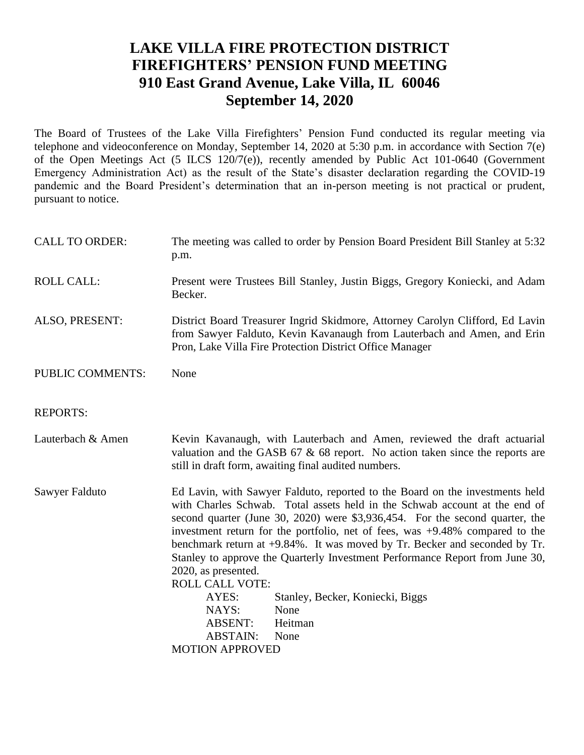# LAKE VILLA FIRE PROTECTION DISTRICT
# FIREFIGHTERS' PENSION FUND MEETING
# 910 East Grand Avenue, Lake Villa, IL 60046
# September 14, 2020

The Board of Trustees of the Lake Villa Firefighters' Pension Fund conducted its regular meeting via telephone and videoconference on Monday, September 14, 2020 at 5:30 p.m. in accordance with Section 7(e) of the Open Meetings Act (5 ILCS 120/7(e)), recently amended by Public Act 101-0640 (Government Emergency Administration Act) as the result of the State's disaster declaration regarding the COVID-19 pandemic and the Board President's determination that an in-person meeting is not practical or prudent, pursuant to notice.

CALL TO ORDER: The meeting was called to order by Pension Board President Bill Stanley at 5:32 p.m.

ROLL CALL: Present were Trustees Bill Stanley, Justin Biggs, Gregory Koniecki, and Adam Becker.

ALSO, PRESENT: District Board Treasurer Ingrid Skidmore, Attorney Carolyn Clifford, Ed Lavin from Sawyer Falduto, Kevin Kavanaugh from Lauterbach and Amen, and Erin Pron, Lake Villa Fire Protection District Office Manager

PUBLIC COMMENTS: None

REPORTS:

Lauterbach & Amen: Kevin Kavanaugh, with Lauterbach and Amen, reviewed the draft actuarial valuation and the GASB 67 & 68 report. No action taken since the reports are still in draft form, awaiting final audited numbers.

Sawyer Falduto: Ed Lavin, with Sawyer Falduto, reported to the Board on the investments held with Charles Schwab. Total assets held in the Schwab account at the end of second quarter (June 30, 2020) were $3,936,454. For the second quarter, the investment return for the portfolio, net of fees, was +9.48% compared to the benchmark return at +9.84%. It was moved by Tr. Becker and seconded by Tr. Stanley to approve the Quarterly Investment Performance Report from June 30, 2020, as presented.

ROLL CALL VOTE:

AYES: Stanley, Becker, Koniecki, Biggs
NAYS: None
ABSENT: Heitman
ABSTAIN: None

MOTION APPROVED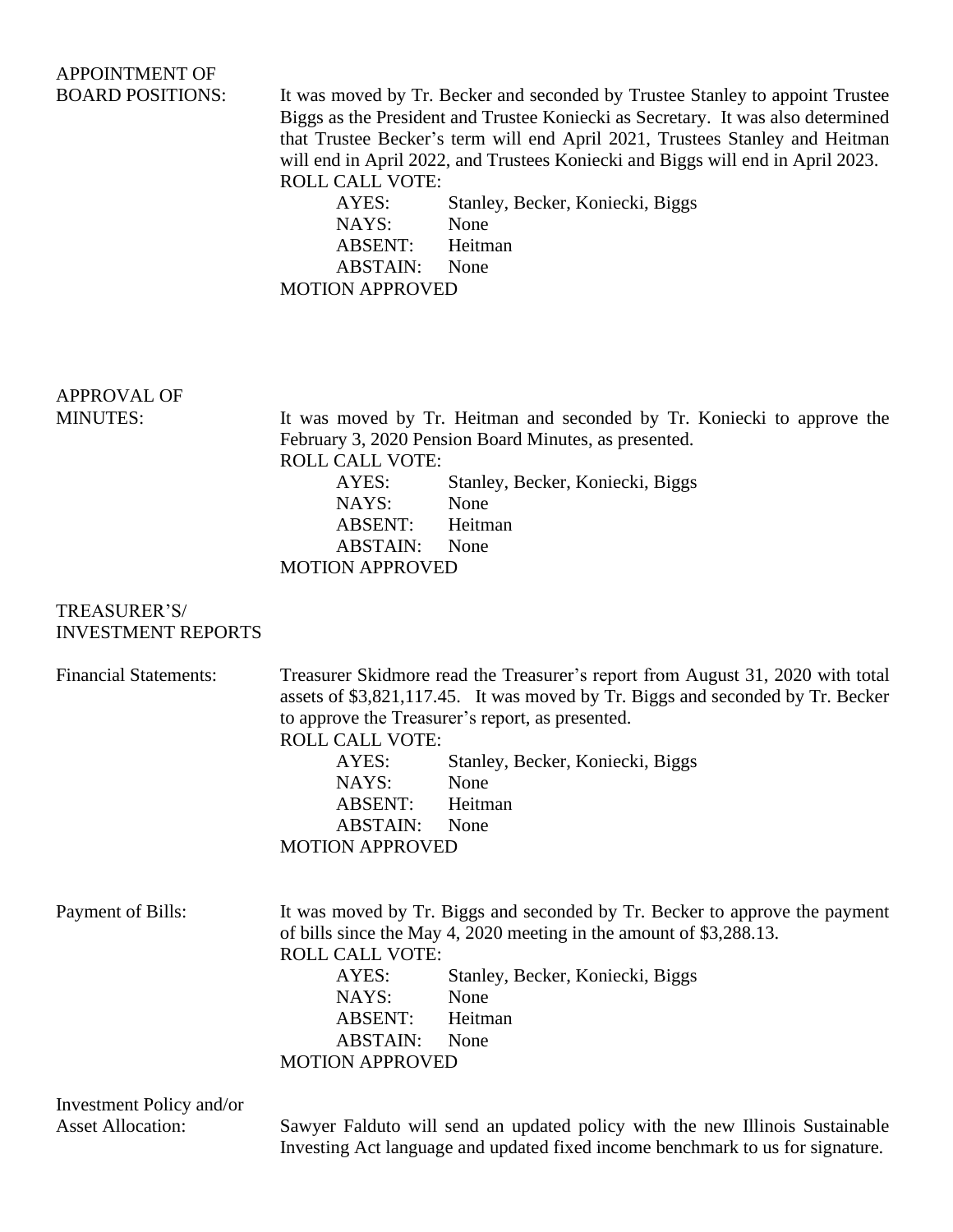**APPOINTMENT OF BOARD POSITIONS:**

It was moved by Tr. Becker and seconded by Trustee Stanley to appoint Trustee Biggs as the President and Trustee Koniecki as Secretary. It was also determined that Trustee Becker's term will end April 2021, Trustees Stanley and Heitman will end in April 2022, and Trustees Koniecki and Biggs will end in April 2023.

ROLL CALL VOTE:

- AYES: Stanley, Becker, Koniecki, Biggs
- NAYS: None
- ABSENT: Heitman
- ABSTAIN: None

MOTION APPROVED

**APPROVAL OF MINUTES:**

It was moved by Tr. Heitman and seconded by Tr. Koniecki to approve the February 3, 2020 Pension Board Minutes, as presented.

ROLL CALL VOTE:

- AYES: Stanley, Becker, Koniecki, Biggs
- NAYS: None
- ABSENT: Heitman
- ABSTAIN: None

MOTION APPROVED

**TREASURER'S/ INVESTMENT REPORTS**

**Financial Statements:**

Treasurer Skidmore read the Treasurer's report from August 31, 2020 with total assets of $3,821,117.45. It was moved by Tr. Biggs and seconded by Tr. Becker to approve the Treasurer's report, as presented.

ROLL CALL VOTE:

- AYES: Stanley, Becker, Koniecki, Biggs
- NAYS: None
- ABSENT: Heitman
- ABSTAIN: None

MOTION APPROVED

**Payment of Bills:**

It was moved by Tr. Biggs and seconded by Tr. Becker to approve the payment of bills since the May 4, 2020 meeting in the amount of $3,288.13.

ROLL CALL VOTE:

- AYES: Stanley, Becker, Koniecki, Biggs
- NAYS: None
- ABSENT: Heitman
- ABSTAIN: None

MOTION APPROVED

**Investment Policy and/or Asset Allocation:**

Sawyer Falduto will send an updated policy with the new Illinois Sustainable Investing Act language and updated fixed income benchmark to us for signature.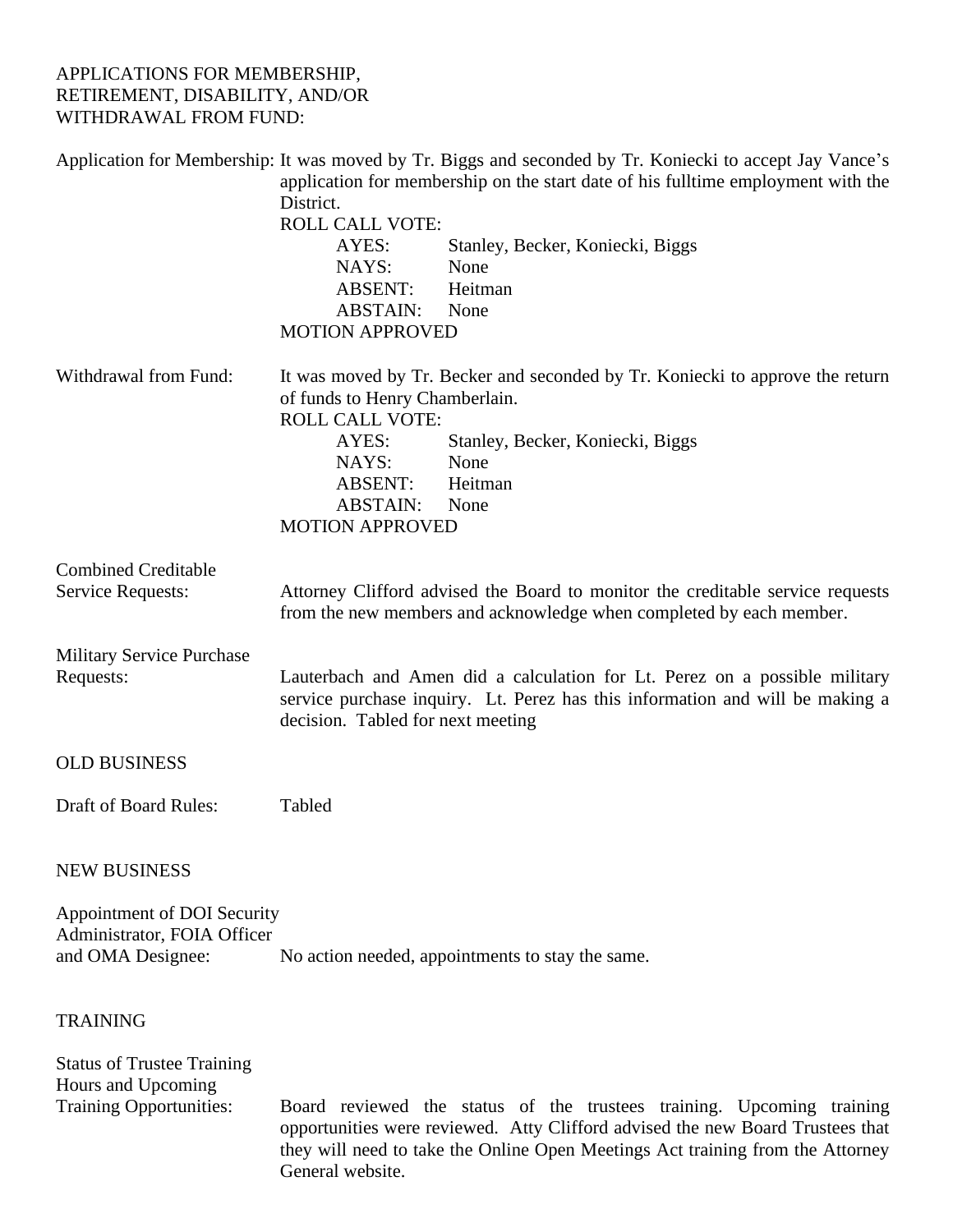APPLICATIONS FOR MEMBERSHIP, RETIREMENT, DISABILITY, AND/OR WITHDRAWAL FROM FUND:

**Application for Membership:** It was moved by Tr. Biggs and seconded by Tr. Koniecki to accept Jay Vance's application for membership on the start date of his fulltime employment with the District.

ROLL CALL VOTE:

AYES: Stanley, Becker, Koniecki, Biggs
NAYS: None
ABSENT: Heitman
ABSTAIN: None

MOTION APPROVED

**Withdrawal from Fund:** It was moved by Tr. Becker and seconded by Tr. Koniecki to approve the return of funds to Henry Chamberlain.

ROLL CALL VOTE:

AYES: Stanley, Becker, Koniecki, Biggs
NAYS: None
ABSENT: Heitman
ABSTAIN: None

MOTION APPROVED

**Combined Creditable Service Requests:** Attorney Clifford advised the Board to monitor the creditable service requests from the new members and acknowledge when completed by each member.

**Military Service Purchase Requests:** Lauterbach and Amen did a calculation for Lt. Perez on a possible military service purchase inquiry. Lt. Perez has this information and will be making a decision. Tabled for next meeting

OLD BUSINESS

**Draft of Board Rules:** Tabled

NEW BUSINESS

**Appointment of DOI Security Administrator, FOIA Officer and OMA Designee:** No action needed, appointments to stay the same.

TRAINING

**Status of Trustee Training Hours and Upcoming Training Opportunities:** Board reviewed the status of the trustees training. Upcoming training opportunities were reviewed. Atty Clifford advised the new Board Trustees that they will need to take the Online Open Meetings Act training from the Attorney General website.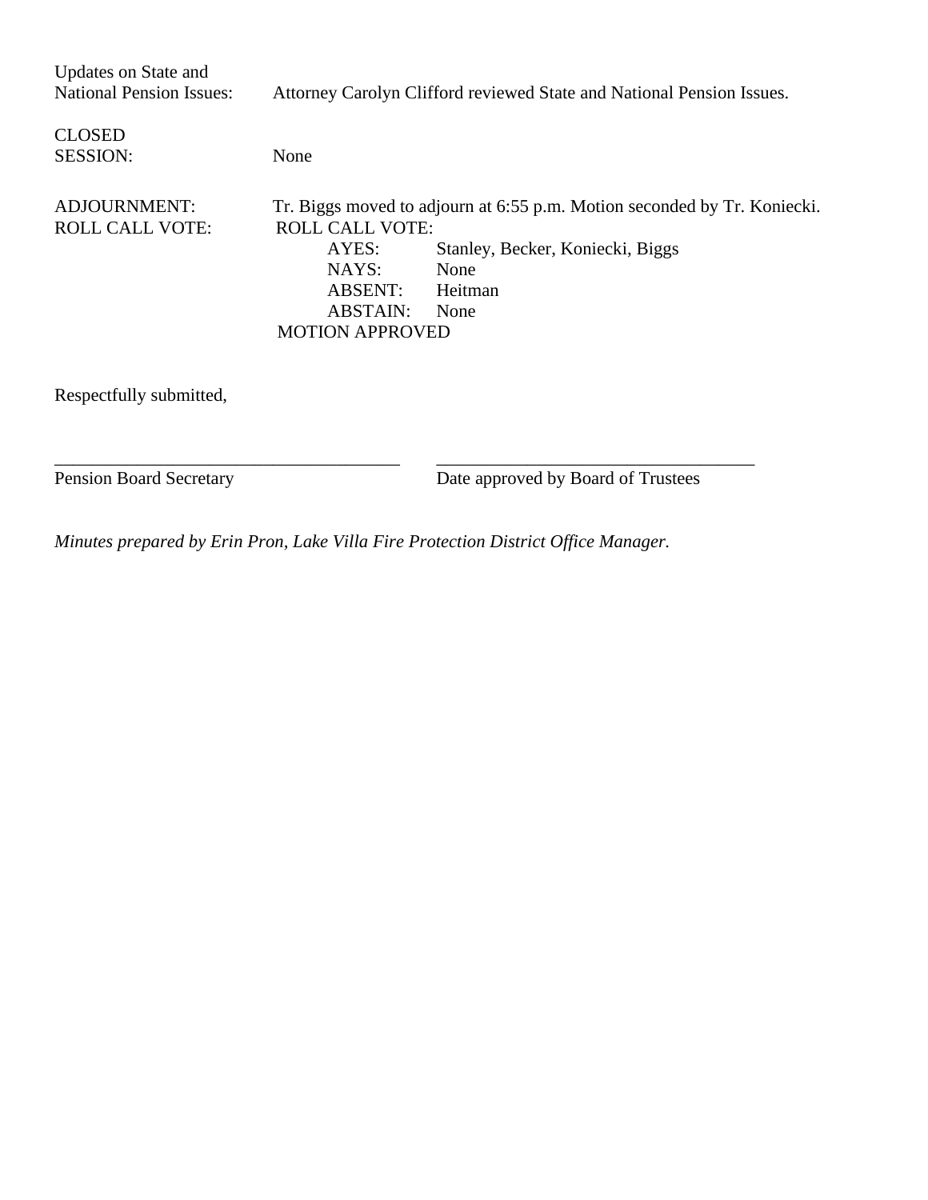Updates on State and National Pension Issues: Attorney Carolyn Clifford reviewed State and National Pension Issues.

CLOSED SESSION: None

ADJOURNMENT: Tr. Biggs moved to adjourn at 6:55 p.m. Motion seconded by Tr. Koniecki.

ROLL CALL VOTE:

ROLL CALL VOTE:

| | |
|---|---|
| AYES: | Stanley, Becker, Koniecki, Biggs |
| NAYS: | None |
| ABSENT: | Heitman |
| ABSTAIN: | None |

MOTION APPROVED

Respectfully submitted,

_______________________________________ _____________________________________

Pension Board Secretary Date approved by Board of Trustees

*Minutes prepared by Erin Pron, Lake Villa Fire Protection District Office Manager.*